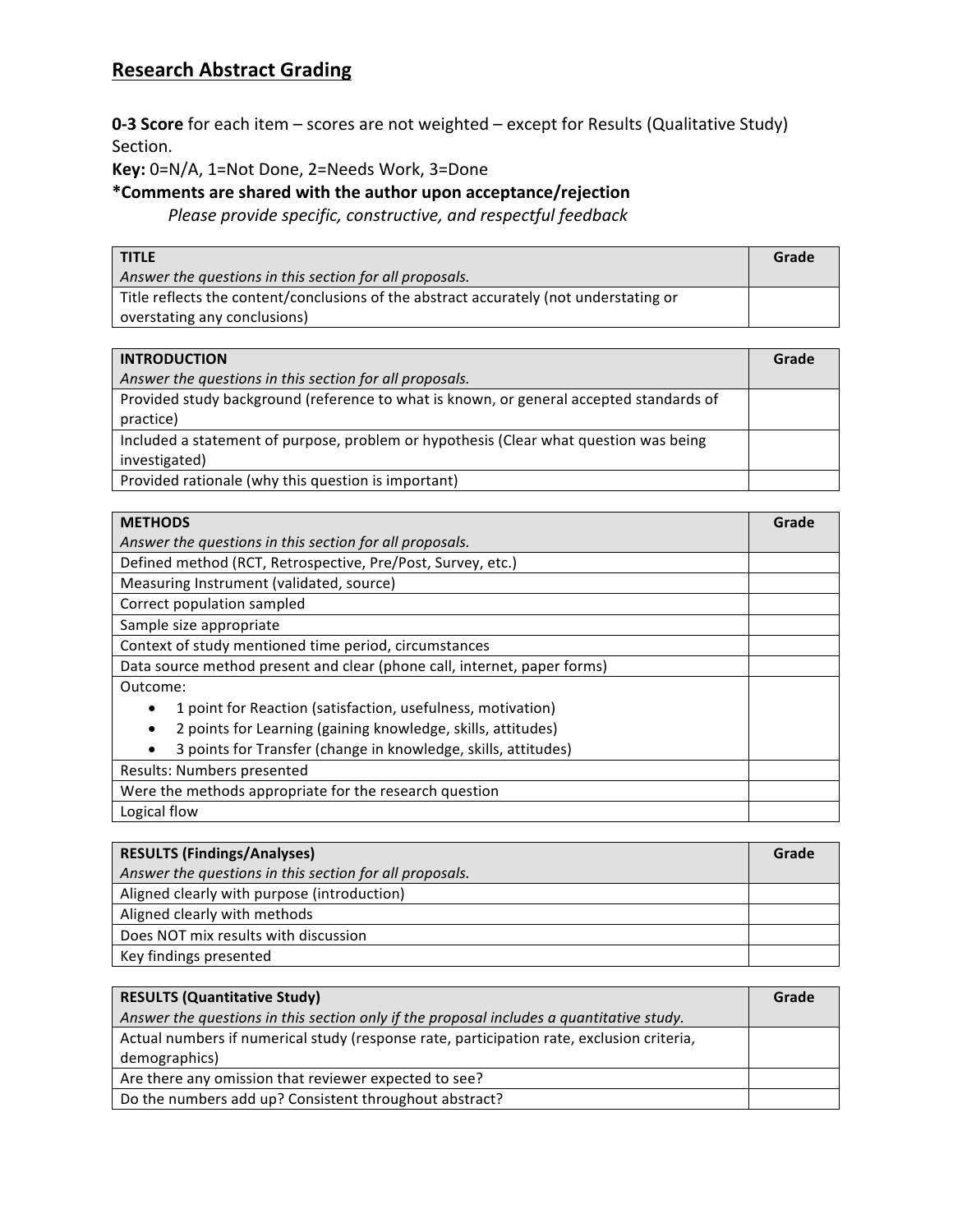## Research Abstract Grading

**0-3 Score** for each item – scores are not weighted – except for Results (Qualitative Study) Section.

**Key:** 0=N/A, 1=Not Done, 2=Needs Work, 3=Done

**\*Comments are shared with the author upon acceptance/rejection**

*Please provide specific, constructive, and respectful feedback*

| **TITLE**<br>*Answer the questions in this section for all proposals.* | **Grade** |
|---|---|
| Title reflects the content/conclusions of the abstract accurately (not understating or overstating any conclusions) | |

| **INTRODUCTION**<br>*Answer the questions in this section for all proposals.* | **Grade** |
|---|---|
| Provided study background (reference to what is known, or general accepted standards of practice) | |
| Included a statement of purpose, problem or hypothesis (Clear what question was being investigated) | |
| Provided rationale (why this question is important) | |

| **METHODS**<br>*Answer the questions in this section for all proposals.* | **Grade** |
|---|---|
| Defined method (RCT, Retrospective, Pre/Post, Survey, etc.) | |
| Measuring Instrument (validated, source) | |
| Correct population sampled | |
| Sample size appropriate | |
| Context of study mentioned time period, circumstances | |
| Data source method present and clear (phone call, internet, paper forms) | |
| Outcome:<br>• 1 point for Reaction (satisfaction, usefulness, motivation)<br>• 2 points for Learning (gaining knowledge, skills, attitudes)<br>• 3 points for Transfer (change in knowledge, skills, attitudes) | |
| Results: Numbers presented | |
| Were the methods appropriate for the research question | |
| Logical flow | |

| **RESULTS (Findings/Analyses)**<br>*Answer the questions in this section for all proposals.* | **Grade** |
|---|---|
| Aligned clearly with purpose (introduction) | |
| Aligned clearly with methods | |
| Does NOT mix results with discussion | |
| Key findings presented | |

| **RESULTS (Quantitative Study)**<br>*Answer the questions in this section only if the proposal includes a quantitative study.* | **Grade** |
|---|---|
| Actual numbers if numerical study (response rate, participation rate, exclusion criteria, demographics) | |
| Are there any omission that reviewer expected to see? | |
| Do the numbers add up? Consistent throughout abstract? | |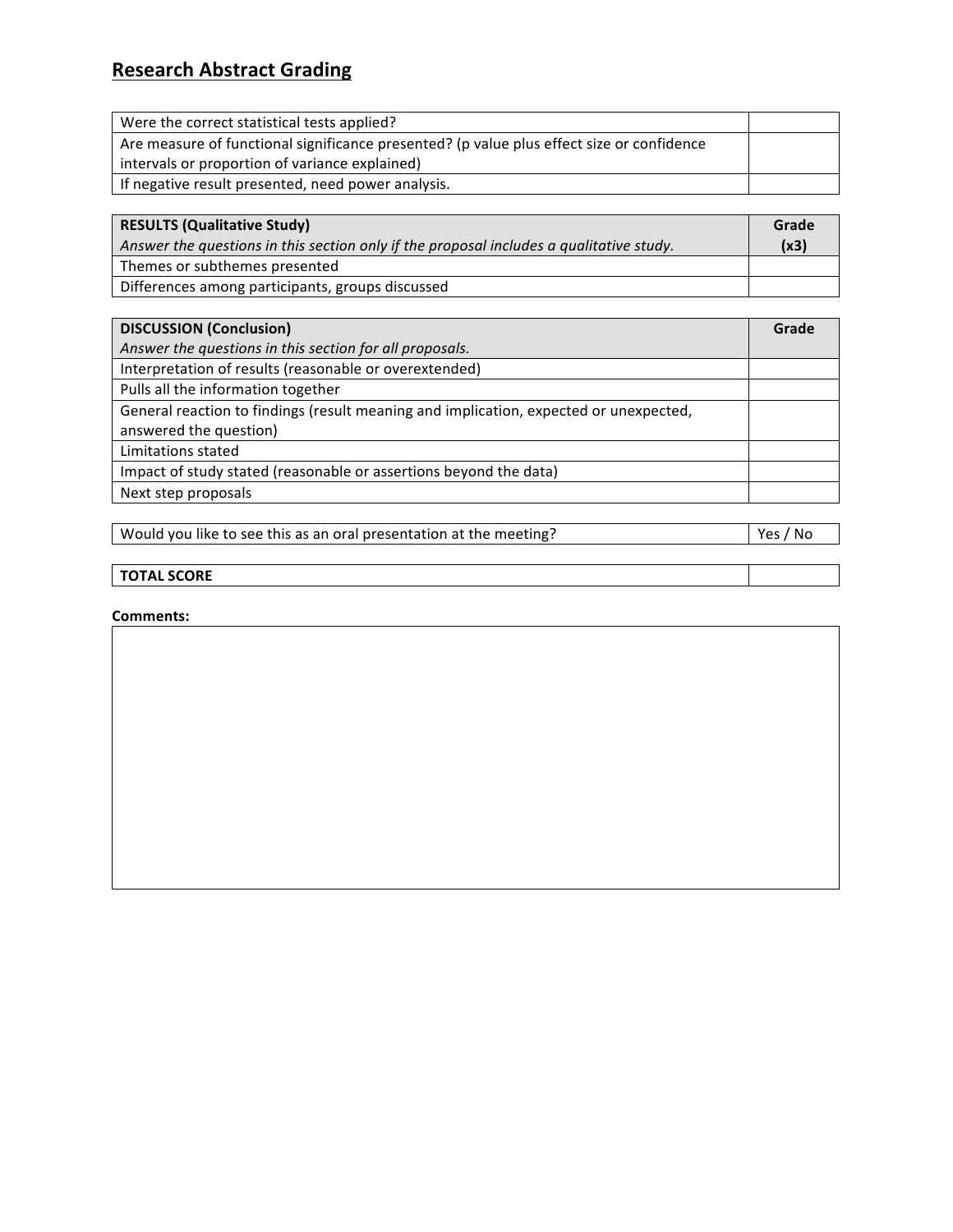## Research Abstract Grading

| | |
|---|---|
| Were the correct statistical tests applied? | |
| Are measure of functional significance presented? (p value plus effect size or confidence intervals or proportion of variance explained) | |
| If negative result presented, need power analysis. | |

| **RESULTS (Qualitative Study)** *Answer the questions in this section only if the proposal includes a qualitative study.* | **Grade (x3)** |
|---|---|
| Themes or subthemes presented | |
| Differences among participants, groups discussed | |

| **DISCUSSION (Conclusion)** *Answer the questions in this section for all proposals.* | **Grade** |
|---|---|
| Interpretation of results (reasonable or overextended) | |
| Pulls all the information together | |
| General reaction to findings (result meaning and implication, expected or unexpected, answered the question) | |
| Limitations stated | |
| Impact of study stated (reasonable or assertions beyond the data) | |
| Next step proposals | |

| | |
|---|---|
| Would you like to see this as an oral presentation at the meeting? | Yes / No |

| | |
|---|---|
| **TOTAL SCORE** | |

**Comments:**